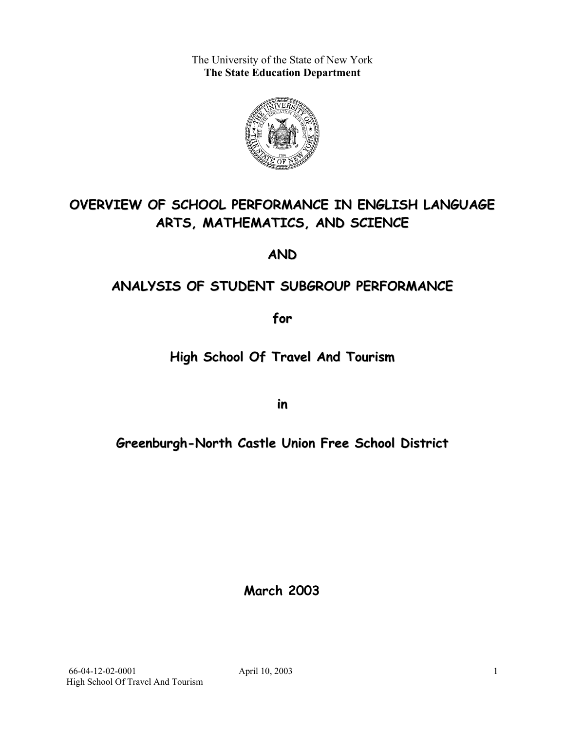The University of the State of New York
**The State Education Department**

# OVERVIEW OF SCHOOL PERFORMANCE IN ENGLISH LANGUAGE ARTS, MATHEMATICS, AND SCIENCE

# AND

# ANALYSIS OF STUDENT SUBGROUP PERFORMANCE

## for

## High School Of Travel And Tourism

## in

## Greenburgh-North Castle Union Free School District

**March 2003**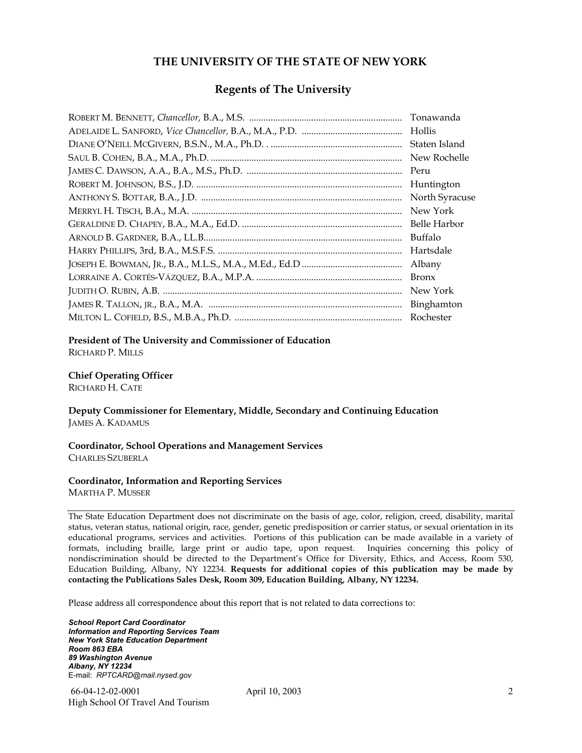## THE UNIVERSITY OF THE STATE OF NEW YORK

### Regents of The University

| | |
|---|---|
| ROBERT M. BENNETT, *Chancellor,* B.A., M.S. | Tonawanda |
| ADELAIDE L. SANFORD, *Vice Chancellor,* B.A., M.A., P.D. | Hollis |
| DIANE O'NEILL MCGIVERN, B.S.N., M.A., Ph.D. | Staten Island |
| SAUL B. COHEN, B.A., M.A., Ph.D. | New Rochelle |
| JAMES C. DAWSON, A.A., B.A., M.S., Ph.D. | Peru |
| ROBERT M. JOHNSON, B.S., J.D. | Huntington |
| ANTHONY S. BOTTAR, B.A., J.D. | North Syracuse |
| MERRYL H. TISCH, B.A., M.A. | New York |
| GERALDINE D. CHAPEY, B.A., M.A., Ed.D. | Belle Harbor |
| ARNOLD B. GARDNER, B.A., LL.B. | Buffalo |
| HARRY PHILLIPS, 3rd, B.A., M.S.F.S. | Hartsdale |
| JOSEPH E. BOWMAN, JR., B.A., M.L.S., M.A., M.Ed., Ed.D | Albany |
| LORRAINE A. CORTÉS-VÁZQUEZ, B.A., M.P.A. | Bronx |
| JUDITH O. RUBIN, A.B. | New York |
| JAMES R. TALLON, JR., B.A., M.A. | Binghamton |
| MILTON L. COFIELD, B.S., M.B.A., Ph.D. | Rochester |

**President of The University and Commissioner of Education**
RICHARD P. MILLS

**Chief Operating Officer**
RICHARD H. CATE

**Deputy Commissioner for Elementary, Middle, Secondary and Continuing Education**
JAMES A. KADAMUS

**Coordinator, School Operations and Management Services**
CHARLES SZUBERLA

**Coordinator, Information and Reporting Services**
MARTHA P. MUSSER

---

The State Education Department does not discriminate on the basis of age, color, religion, creed, disability, marital status, veteran status, national origin, race, gender, genetic predisposition or carrier status, or sexual orientation in its educational programs, services and activities. Portions of this publication can be made available in a variety of formats, including braille, large print or audio tape, upon request. Inquiries concerning this policy of nondiscrimination should be directed to the Department's Office for Diversity, Ethics, and Access, Room 530, Education Building, Albany, NY 12234. **Requests for additional copies of this publication may be made by contacting the Publications Sales Desk, Room 309, Education Building, Albany, NY 12234.**

Please address all correspondence about this report that is not related to data corrections to:

***School Report Card Coordinator***
***Information and Reporting Services Team***
***New York State Education Department***
***Room 863 EBA***
***89 Washington Avenue***
***Albany, NY 12234***
E-mail: *RPTCARD@mail.nysed.gov*

66-04-12-02-0001 April 10, 2003
High School Of Travel And Tourism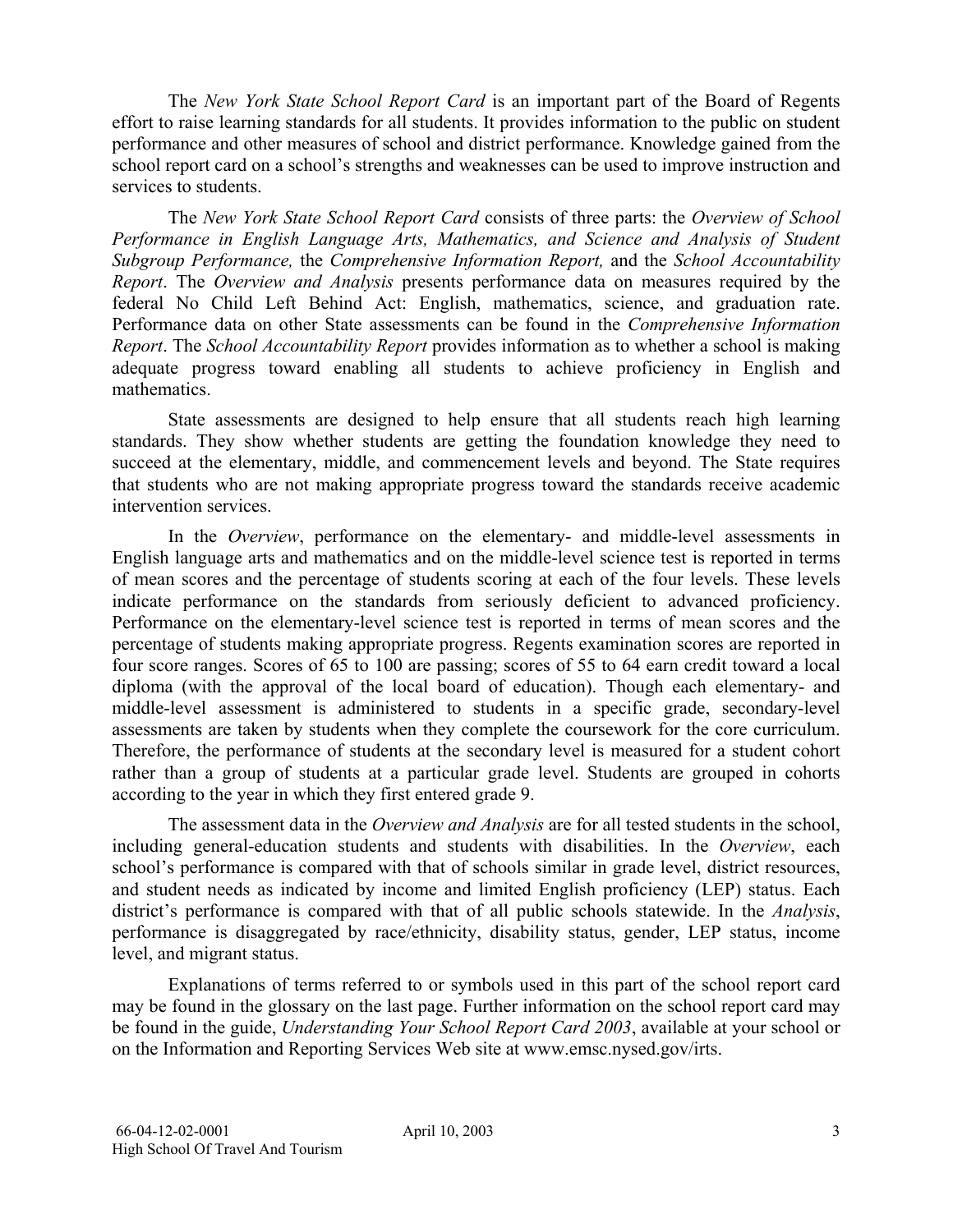The *New York State School Report Card* is an important part of the Board of Regents effort to raise learning standards for all students. It provides information to the public on student performance and other measures of school and district performance. Knowledge gained from the school report card on a school's strengths and weaknesses can be used to improve instruction and services to students.

The *New York State School Report Card* consists of three parts: the *Overview of School Performance in English Language Arts, Mathematics, and Science and Analysis of Student Subgroup Performance,* the *Comprehensive Information Report,* and the *School Accountability Report*. The *Overview and Analysis* presents performance data on measures required by the federal No Child Left Behind Act: English, mathematics, science, and graduation rate. Performance data on other State assessments can be found in the *Comprehensive Information Report*. The *School Accountability Report* provides information as to whether a school is making adequate progress toward enabling all students to achieve proficiency in English and mathematics.

State assessments are designed to help ensure that all students reach high learning standards. They show whether students are getting the foundation knowledge they need to succeed at the elementary, middle, and commencement levels and beyond. The State requires that students who are not making appropriate progress toward the standards receive academic intervention services.

In the *Overview*, performance on the elementary- and middle-level assessments in English language arts and mathematics and on the middle-level science test is reported in terms of mean scores and the percentage of students scoring at each of the four levels. These levels indicate performance on the standards from seriously deficient to advanced proficiency. Performance on the elementary-level science test is reported in terms of mean scores and the percentage of students making appropriate progress. Regents examination scores are reported in four score ranges. Scores of 65 to 100 are passing; scores of 55 to 64 earn credit toward a local diploma (with the approval of the local board of education). Though each elementary- and middle-level assessment is administered to students in a specific grade, secondary-level assessments are taken by students when they complete the coursework for the core curriculum. Therefore, the performance of students at the secondary level is measured for a student cohort rather than a group of students at a particular grade level. Students are grouped in cohorts according to the year in which they first entered grade 9.

The assessment data in the *Overview and Analysis* are for all tested students in the school, including general-education students and students with disabilities. In the *Overview*, each school's performance is compared with that of schools similar in grade level, district resources, and student needs as indicated by income and limited English proficiency (LEP) status. Each district's performance is compared with that of all public schools statewide. In the *Analysis*, performance is disaggregated by race/ethnicity, disability status, gender, LEP status, income level, and migrant status.

Explanations of terms referred to or symbols used in this part of the school report card may be found in the glossary on the last page. Further information on the school report card may be found in the guide, *Understanding Your School Report Card 2003*, available at your school or on the Information and Reporting Services Web site at www.emsc.nysed.gov/irts.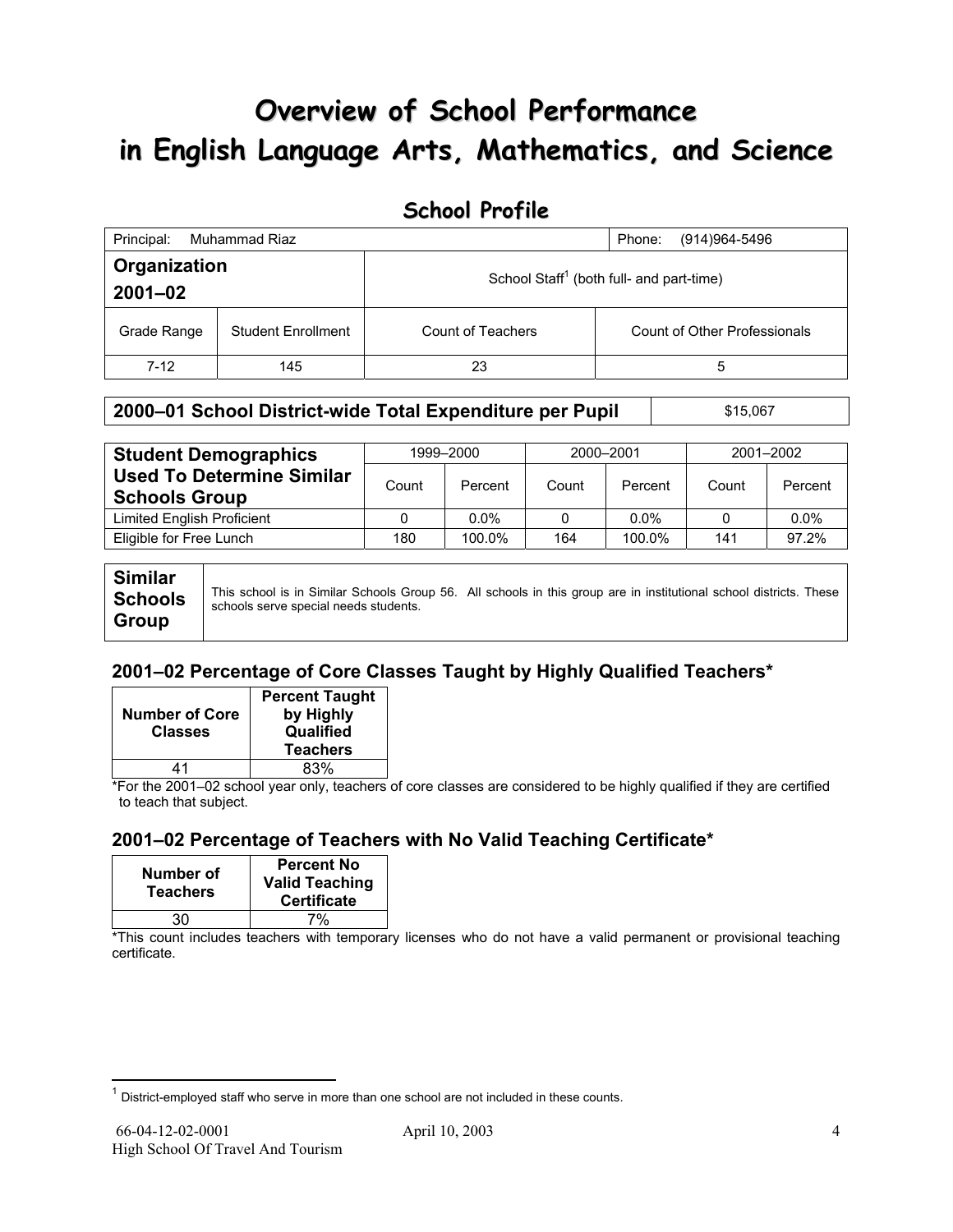# Overview of School Performance in English Language Arts, Mathematics, and Science

## School Profile

| Principal: Muhammad Riaz | | Phone: (914)964-5496 | |
|---|---|---|---|
| **Organization 2001–02** | | School Staff[1] (both full- and part-time) | |
| Grade Range | Student Enrollment | Count of Teachers | Count of Other Professionals |
| 7-12 | 145 | 23 | 5 |

| **2000–01 School District-wide Total Expenditure per Pupil** | $15,067 |
|---|---|

| **Student Demographics Used To Determine Similar Schools Group** | 1999–2000 | | 2000–2001 | | 2001–2002 | |
|---|---|---|---|---|---|---|
| | Count | Percent | Count | Percent | Count | Percent |
| Limited English Proficient | 0 | 0.0% | 0 | 0.0% | 0 | 0.0% |
| Eligible for Free Lunch | 180 | 100.0% | 164 | 100.0% | 141 | 97.2% |

| **Similar Schools Group** | This school is in Similar Schools Group 56. All schools in this group are in institutional school districts. These schools serve special needs students. |
|---|---|

### 2001–02 Percentage of Core Classes Taught by Highly Qualified Teachers*

| Number of Core Classes | Percent Taught by Highly Qualified Teachers |
|---|---|
| 41 | 83% |

*For the 2001–02 school year only, teachers of core classes are considered to be highly qualified if they are certified to teach that subject.

### 2001–02 Percentage of Teachers with No Valid Teaching Certificate*

| Number of Teachers | Percent No Valid Teaching Certificate |
|---|---|
| 30 | 7% |

*This count includes teachers with temporary licenses who do not have a valid permanent or provisional teaching certificate.

[1] District-employed staff who serve in more than one school are not included in these counts.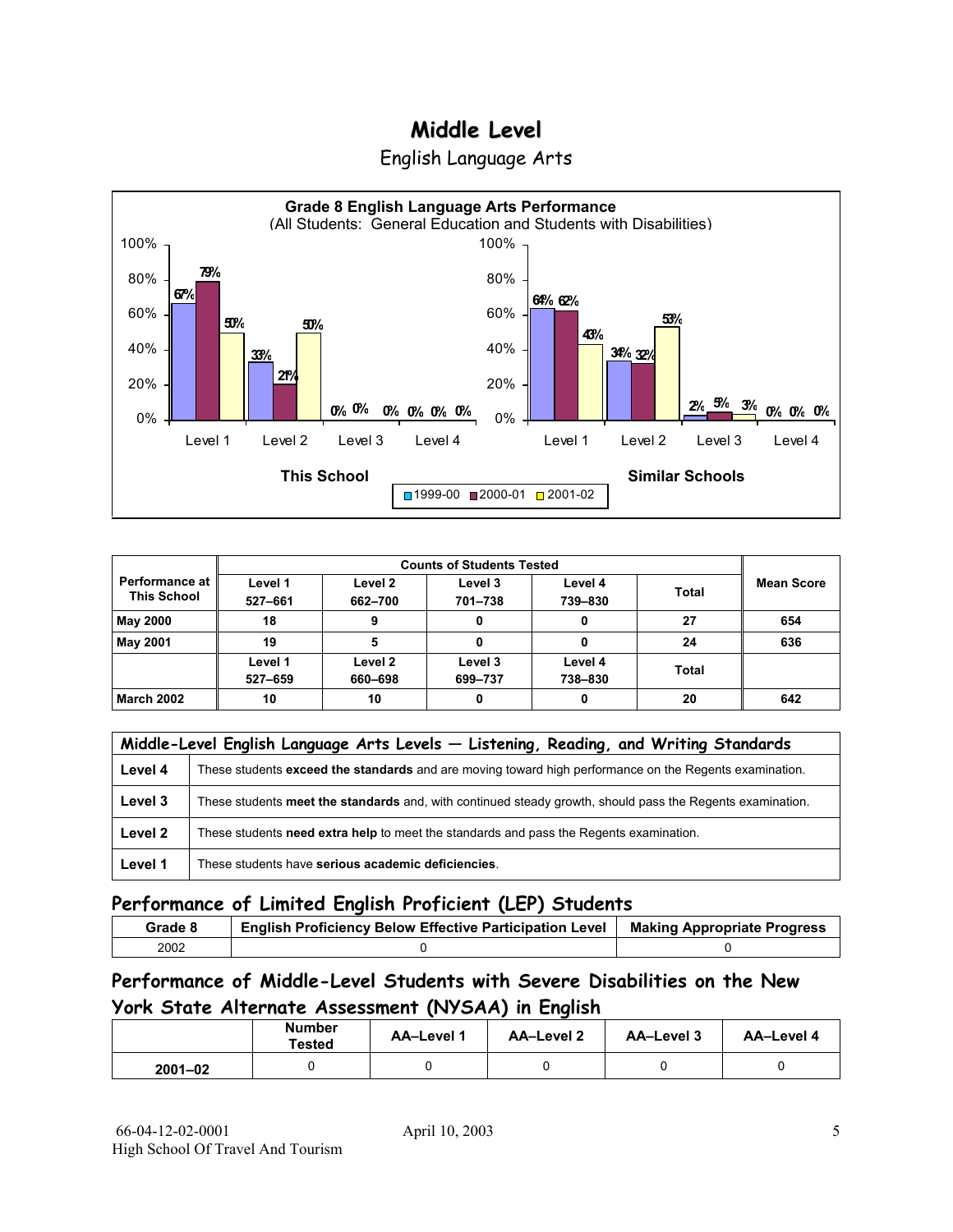# Middle Level

## English Language Arts

**Grade 8 English Language Arts Performance**
(All Students: General Education and Students with Disabilities)

| | This School 1999-00 | This School 2000-01 | This School 2001-02 | Similar Schools 1999-00 | Similar Schools 2000-01 | Similar Schools 2001-02 |
|---|---|---|---|---|---|---|
| Level 1 | 67% | 79% | 50% | 64% | 62% | 43% |
| Level 2 | 33% | 21% | 50% | 34% | 32% | 53% |
| Level 3 | 0% | 0% | 0% | 2% | 5% | 3% |
| Level 4 | 0% | 0% | 0% | 0% | 0% | 0% |

| Performance at This School | Counts of Students Tested | | | | | Mean Score |
|---|---|---|---|---|---|---|
| | Level 1 527–661 | Level 2 662–700 | Level 3 701–738 | Level 4 739–830 | Total | |
| **May 2000** | 18 | 9 | 0 | 0 | 27 | 654 |
| **May 2001** | 19 | 5 | 0 | 0 | 24 | 636 |
| | Level 1 527–659 | Level 2 660–698 | Level 3 699–737 | Level 4 738–830 | Total | |
| **March 2002** | 10 | 10 | 0 | 0 | 20 | 642 |

| Middle-Level English Language Arts Levels — Listening, Reading, and Writing Standards | |
|---|---|
| **Level 4** | These students **exceed the standards** and are moving toward high performance on the Regents examination. |
| **Level 3** | These students **meet the standards** and, with continued steady growth, should pass the Regents examination. |
| **Level 2** | These students **need extra help** to meet the standards and pass the Regents examination. |
| **Level 1** | These students have **serious academic deficiencies**. |

## Performance of Limited English Proficient (LEP) Students

| Grade 8 | English Proficiency Below Effective Participation Level | Making Appropriate Progress |
|---|---|---|
| 2002 | 0 | 0 |

## Performance of Middle-Level Students with Severe Disabilities on the New York State Alternate Assessment (NYSAA) in English

| | Number Tested | AA–Level 1 | AA–Level 2 | AA–Level 3 | AA–Level 4 |
|---|---|---|---|---|---|
| **2001–02** | 0 | 0 | 0 | 0 | 0 |

66-04-12-02-0001
High School Of Travel And Tourism

April 10, 2003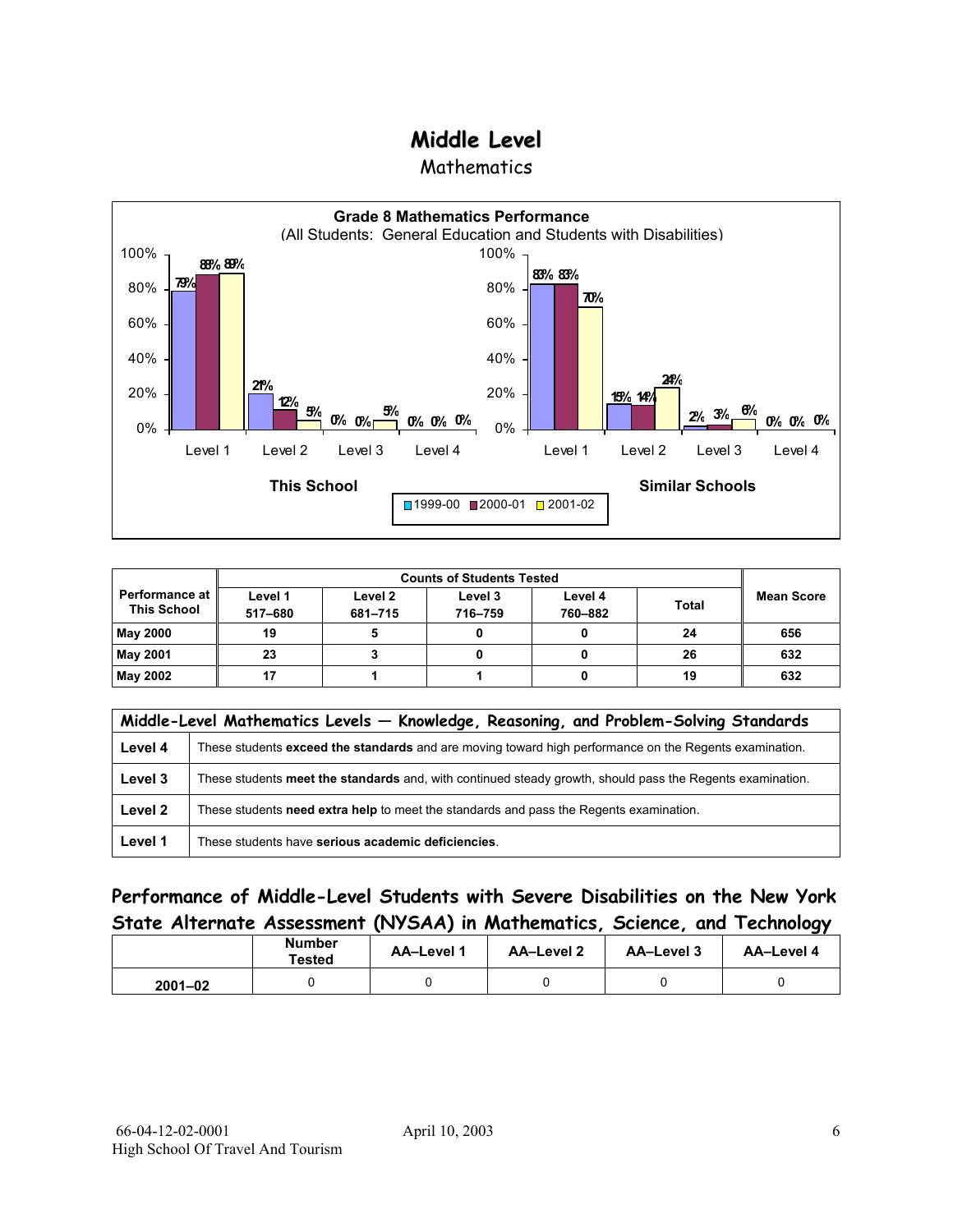# Middle Level

## Mathematics

**Grade 8 Mathematics Performance**
(All Students: General Education and Students with Disabilities)

| | This School 1999-00 | This School 2000-01 | This School 2001-02 | Similar Schools 1999-00 | Similar Schools 2000-01 | Similar Schools 2001-02 |
|---|---|---|---|---|---|---|
| Level 1 | 79% | 88% | 89% | 83% | 83% | 70% |
| Level 2 | 21% | 12% | 5% | 15% | 14% | 24% |
| Level 3 | 0% | 0% | 5% | 2% | 3% | 6% |
| Level 4 | 0% | 0% | 0% | 0% | 0% | 0% |

| Performance at This School | Counts of Students Tested | | | | | Mean Score |
|---|---|---|---|---|---|---|
| | Level 1 517–680 | Level 2 681–715 | Level 3 716–759 | Level 4 760–882 | Total | |
| **May 2000** | 19 | 5 | 0 | 0 | 24 | 656 |
| **May 2001** | 23 | 3 | 0 | 0 | 26 | 632 |
| **May 2002** | 17 | 1 | 1 | 0 | 19 | 632 |

| Middle-Level Mathematics Levels — Knowledge, Reasoning, and Problem-Solving Standards | |
|---|---|
| **Level 4** | These students **exceed the standards** and are moving toward high performance on the Regents examination. |
| **Level 3** | These students **meet the standards** and, with continued steady growth, should pass the Regents examination. |
| **Level 2** | These students **need extra help** to meet the standards and pass the Regents examination. |
| **Level 1** | These students have **serious academic deficiencies**. |

## Performance of Middle-Level Students with Severe Disabilities on the New York State Alternate Assessment (NYSAA) in Mathematics, Science, and Technology

| | Number Tested | AA–Level 1 | AA–Level 2 | AA–Level 3 | AA–Level 4 |
|---|---|---|---|---|---|
| **2001–02** | 0 | 0 | 0 | 0 | 0 |

66-04-12-02-0001
High School Of Travel And Tourism
April 10, 2003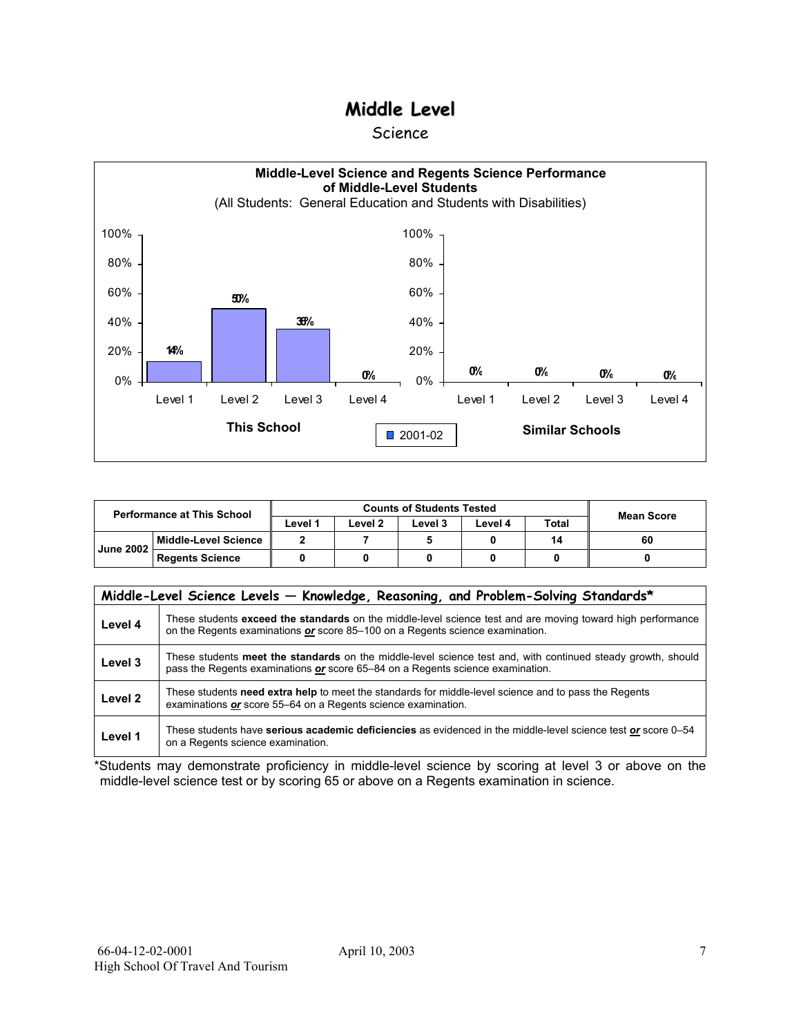# Middle Level

## Science

**Middle-Level Science and Regents Science Performance of Middle-Level Students**
(All Students: General Education and Students with Disabilities)

| | Level 1 | Level 2 | Level 3 | Level 4 |
|---|---|---|---|---|
| This School (2001-02) | 14% | 50% | 36% | 0% |
| Similar Schools (2001-02) | 0% | 0% | 0% | 0% |

| Performance at This School | | Counts of Students Tested | | | | | Mean Score |
|---|---|---|---|---|---|---|---|
| | | Level 1 | Level 2 | Level 3 | Level 4 | Total | |
| June 2002 | Middle-Level Science | 2 | 7 | 5 | 0 | 14 | 60 |
| | Regents Science | 0 | 0 | 0 | 0 | 0 | 0 |

| Middle-Level Science Levels — Knowledge, Reasoning, and Problem-Solving Standards* | |
|---|---|
| **Level 4** | These students **exceed the standards** on the middle-level science test and are moving toward high performance on the Regents examinations ***or*** score 85–100 on a Regents science examination. |
| **Level 3** | These students **meet the standards** on the middle-level science test and, with continued steady growth, should pass the Regents examinations ***or*** score 65–84 on a Regents science examination. |
| **Level 2** | These students **need extra help** to meet the standards for middle-level science and to pass the Regents examinations ***or*** score 55–64 on a Regents science examination. |
| **Level 1** | These students have **serious academic deficiencies** as evidenced in the middle-level science test ***or*** score 0–54 on a Regents science examination. |

*Students may demonstrate proficiency in middle-level science by scoring at level 3 or above on the middle-level science test or by scoring 65 or above on a Regents examination in science.

66-04-12-02-0001 April 10, 2003
High School Of Travel And Tourism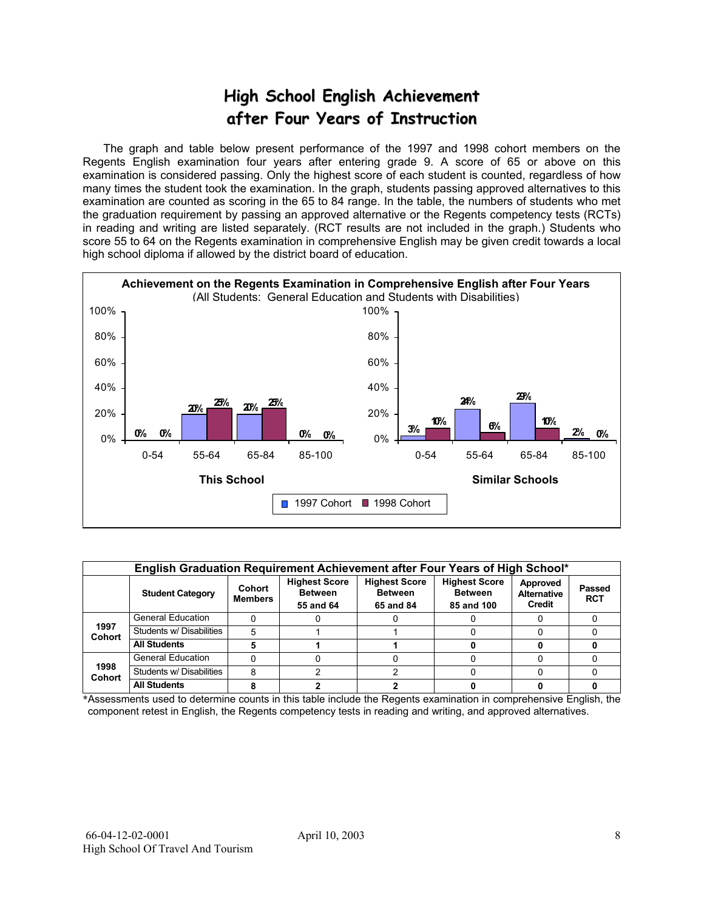# High School English Achievement after Four Years of Instruction

The graph and table below present performance of the 1997 and 1998 cohort members on the Regents English examination four years after entering grade 9. A score of 65 or above on this examination is considered passing. Only the highest score of each student is counted, regardless of how many times the student took the examination. In the graph, students passing approved alternatives to this examination are counted as scoring in the 65 to 84 range. In the table, the numbers of students who met the graduation requirement by passing an approved alternative or the Regents competency tests (RCTs) in reading and writing are listed separately. (RCT results are not included in the graph.) Students who score 55 to 64 on the Regents examination in comprehensive English may be given credit towards a local high school diploma if allowed by the district board of education.

**Achievement on the Regents Examination in Comprehensive English after Four Years**
(All Students: General Education and Students with Disabilities)

| | This School 1997 Cohort | This School 1998 Cohort | Similar Schools 1997 Cohort | Similar Schools 1998 Cohort |
|---|---|---|---|---|
| 0-54 | 0% | 0% | 3% | 10% |
| 55-64 | 20% | 25% | 24% | 6% |
| 65-84 | 20% | 25% | 29% | 10% |
| 85-100 | 0% | 0% | 2% | 0% |

**English Graduation Requirement Achievement after Four Years of High School***

| | Student Category | Cohort Members | Highest Score Between 55 and 64 | Highest Score Between 65 and 84 | Highest Score Between 85 and 100 | Approved Alternative Credit | Passed RCT |
|---|---|---|---|---|---|---|---|
| 1997 Cohort | General Education | 0 | 0 | 0 | 0 | 0 | 0 |
| | Students w/ Disabilities | 5 | 1 | 1 | 0 | 0 | 0 |
| | **All Students** | **5** | **1** | **1** | **0** | **0** | **0** |
| 1998 Cohort | General Education | 0 | 0 | 0 | 0 | 0 | 0 |
| | Students w/ Disabilities | 8 | 2 | 2 | 0 | 0 | 0 |
| | **All Students** | **8** | **2** | **2** | **0** | **0** | **0** |

*Assessments used to determine counts in this table include the Regents examination in comprehensive English, the component retest in English, the Regents competency tests in reading and writing, and approved alternatives.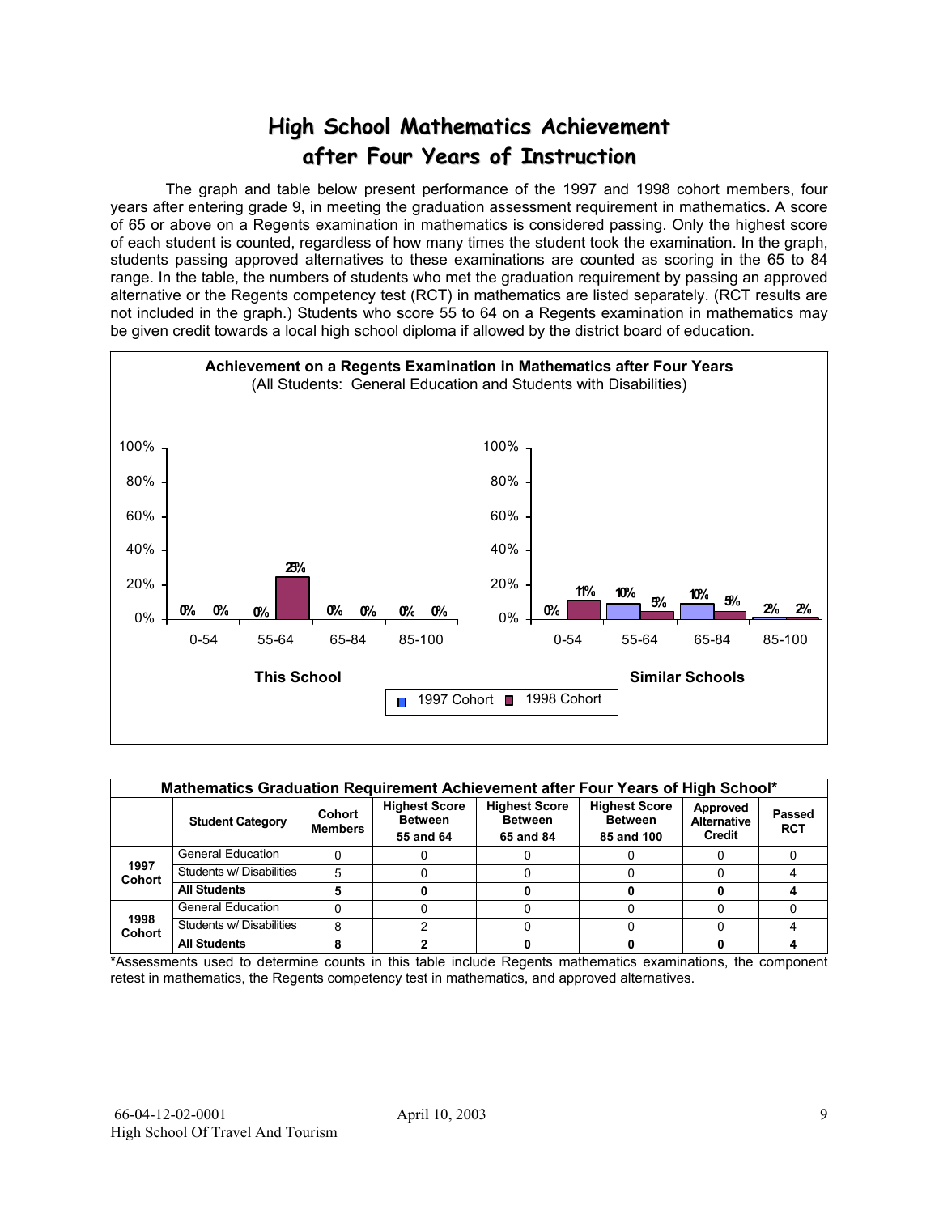# High School Mathematics Achievement after Four Years of Instruction

The graph and table below present performance of the 1997 and 1998 cohort members, four years after entering grade 9, in meeting the graduation assessment requirement in mathematics. A score of 65 or above on a Regents examination in mathematics is considered passing. Only the highest score of each student is counted, regardless of how many times the student took the examination. In the graph, students passing approved alternatives to these examinations are counted as scoring in the 65 to 84 range. In the table, the numbers of students who met the graduation requirement by passing an approved alternative or the Regents competency test (RCT) in mathematics are listed separately. (RCT results are not included in the graph.) Students who score 55 to 64 on a Regents examination in mathematics may be given credit towards a local high school diploma if allowed by the district board of education.

**Achievement on a Regents Examination in Mathematics after Four Years**
(All Students: General Education and Students with Disabilities)

**This School**

| Score Range | 1997 Cohort | 1998 Cohort |
|---|---|---|
| 0-54 | 0% | 0% |
| 55-64 | 0% | 25% |
| 65-84 | 0% | 0% |
| 85-100 | 0% | 0% |

**Similar Schools**

| Score Range | 1997 Cohort | 1998 Cohort |
|---|---|---|
| 0-54 | 0% | 11% |
| 55-64 | 10% | 5% |
| 65-84 | 10% | 5% |
| 85-100 | 2% | 2% |

| Mathematics Graduation Requirement Achievement after Four Years of High School* | | | | | | | |
|---|---|---|---|---|---|---|---|
| | Student Category | Cohort Members | Highest Score Between 55 and 64 | Highest Score Between 65 and 84 | Highest Score Between 85 and 100 | Approved Alternative Credit | Passed RCT |
| 1997 Cohort | General Education | 0 | 0 | 0 | 0 | 0 | 0 |
| | Students w/ Disabilities | 5 | 0 | 0 | 0 | 0 | 4 |
| | **All Students** | **5** | **0** | **0** | **0** | **0** | **4** |
| 1998 Cohort | General Education | 0 | 0 | 0 | 0 | 0 | 0 |
| | Students w/ Disabilities | 8 | 2 | 0 | 0 | 0 | 4 |
| | **All Students** | **8** | **2** | **0** | **0** | **0** | **4** |

*Assessments used to determine counts in this table include Regents mathematics examinations, the component retest in mathematics, the Regents competency test in mathematics, and approved alternatives.

66-04-12-02-0001 April 10, 2003
High School Of Travel And Tourism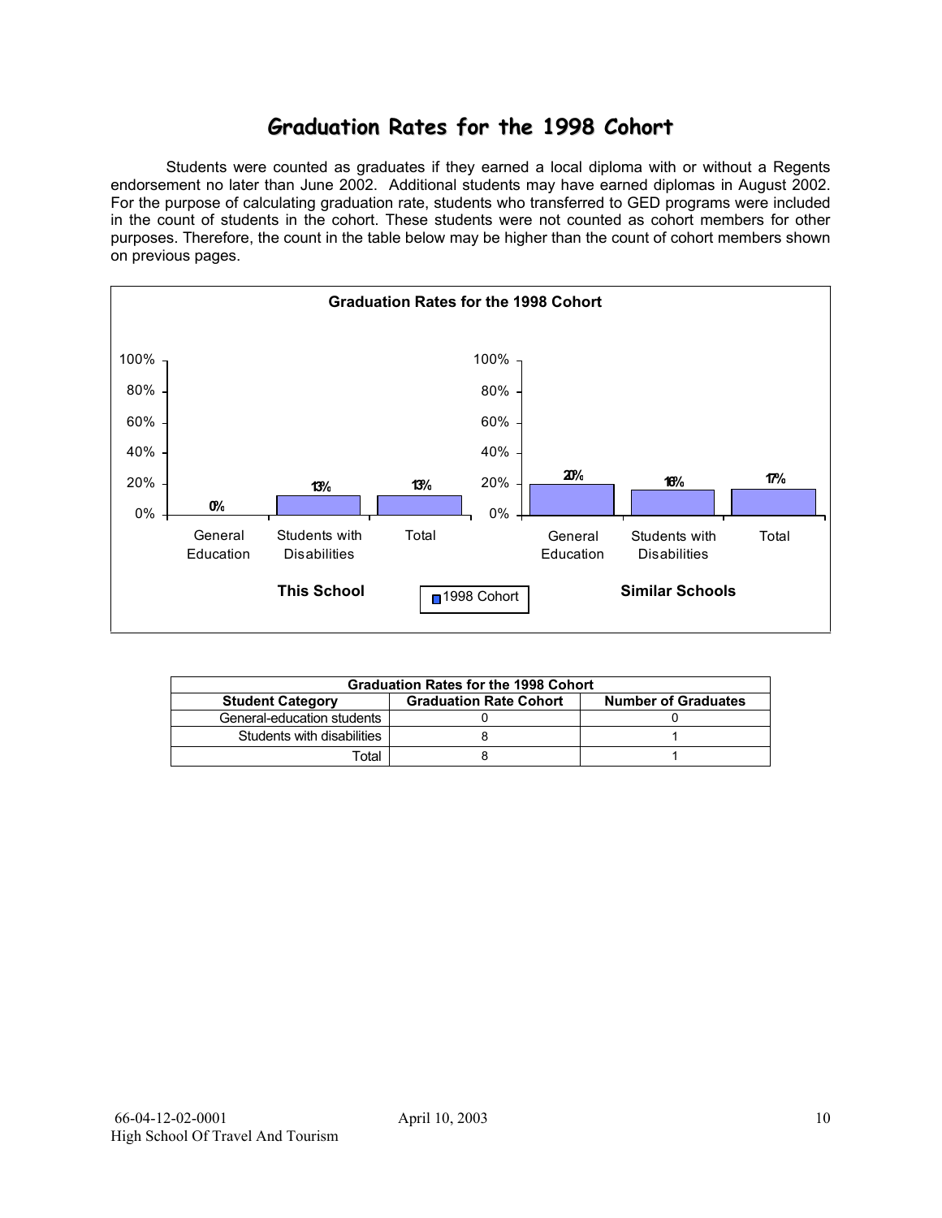# Graduation Rates for the 1998 Cohort

Students were counted as graduates if they earned a local diploma with or without a Regents endorsement no later than June 2002. Additional students may have earned diplomas in August 2002. For the purpose of calculating graduation rate, students who transferred to GED programs were included in the count of students in the cohort. These students were not counted as cohort members for other purposes. Therefore, the count in the table below may be higher than the count of cohort members shown on previous pages.

**Graduation Rates for the 1998 Cohort**

| | General Education | Students with Disabilities | Total |
|---|---|---|---|
| This School | 0% | 13% | 13% |
| Similar Schools | 20% | 16% | 17% |

■ 1998 Cohort

| Graduation Rates for the 1998 Cohort | | |
|---|---|---|
| **Student Category** | **Graduation Rate Cohort** | **Number of Graduates** |
| General-education students | 0 | 0 |
| Students with disabilities | 8 | 1 |
| Total | 8 | 1 |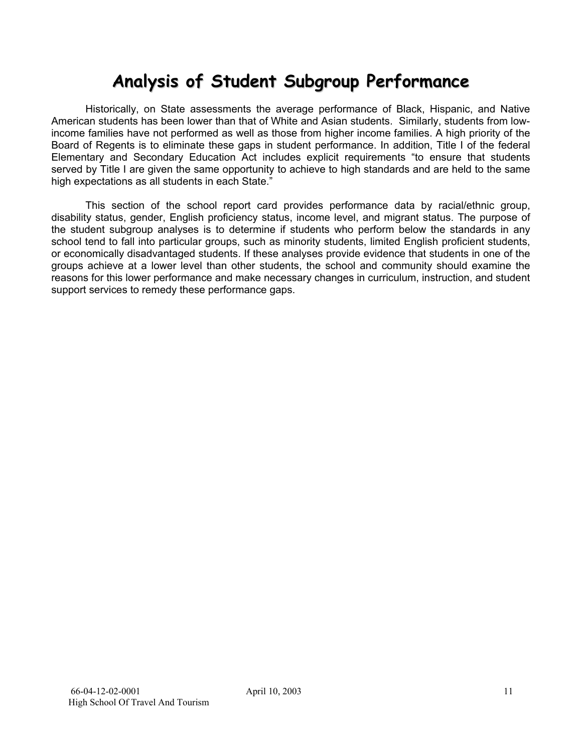# Analysis of Student Subgroup Performance

Historically, on State assessments the average performance of Black, Hispanic, and Native American students has been lower than that of White and Asian students. Similarly, students from low-income families have not performed as well as those from higher income families. A high priority of the Board of Regents is to eliminate these gaps in student performance. In addition, Title I of the federal Elementary and Secondary Education Act includes explicit requirements "to ensure that students served by Title I are given the same opportunity to achieve to high standards and are held to the same high expectations as all students in each State."

This section of the school report card provides performance data by racial/ethnic group, disability status, gender, English proficiency status, income level, and migrant status. The purpose of the student subgroup analyses is to determine if students who perform below the standards in any school tend to fall into particular groups, such as minority students, limited English proficient students, or economically disadvantaged students. If these analyses provide evidence that students in one of the groups achieve at a lower level than other students, the school and community should examine the reasons for this lower performance and make necessary changes in curriculum, instruction, and student support services to remedy these performance gaps.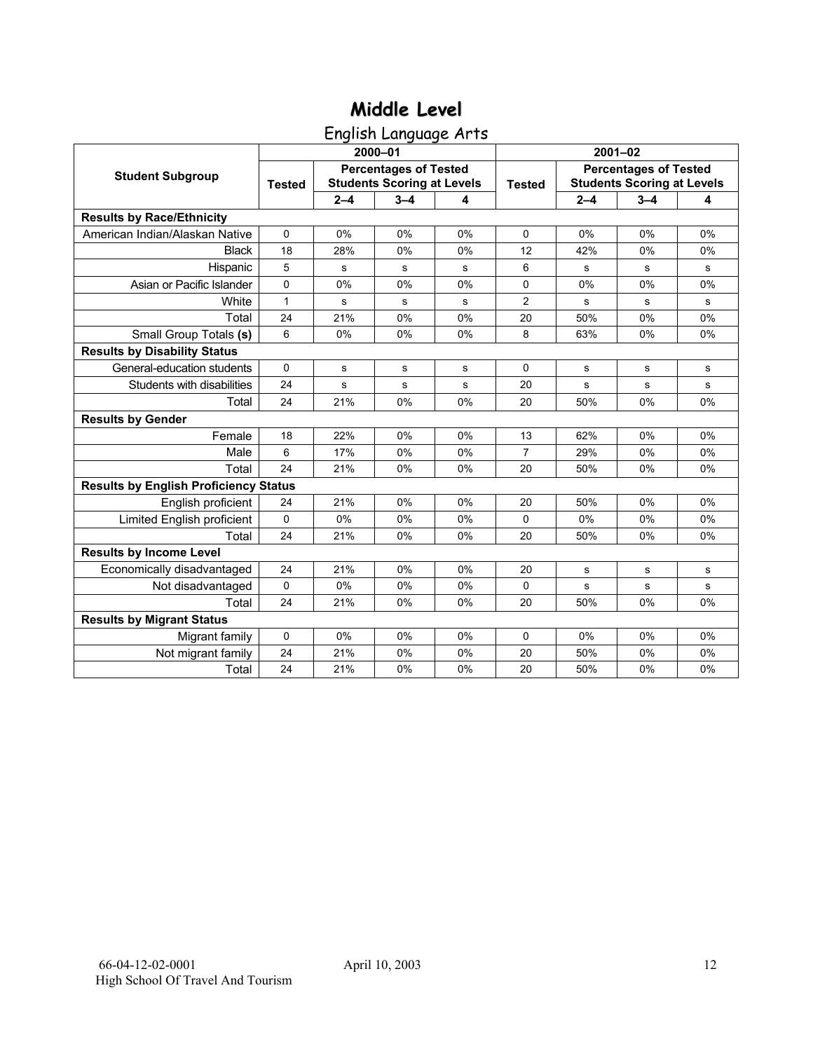# Middle Level

## English Language Arts

| Student Subgroup | 2000–01 | | | | 2001–02 | | | |
|---|---|---|---|---|---|---|---|---|
| | Tested | Percentages of Tested Students Scoring at Levels | | | Tested | Percentages of Tested Students Scoring at Levels | | |
| | | 2–4 | 3–4 | 4 | | 2–4 | 3–4 | 4 |
| **Results by Race/Ethnicity** | | | | | | | | |
| American Indian/Alaskan Native | 0 | 0% | 0% | 0% | 0 | 0% | 0% | 0% |
| Black | 18 | 28% | 0% | 0% | 12 | 42% | 0% | 0% |
| Hispanic | 5 | s | s | s | 6 | s | s | s |
| Asian or Pacific Islander | 0 | 0% | 0% | 0% | 0 | 0% | 0% | 0% |
| White | 1 | s | s | s | 2 | s | s | s |
| Total | 24 | 21% | 0% | 0% | 20 | 50% | 0% | 0% |
| Small Group Totals **(s)** | 6 | 0% | 0% | 0% | 8 | 63% | 0% | 0% |
| **Results by Disability Status** | | | | | | | | |
| General-education students | 0 | s | s | s | 0 | s | s | s |
| Students with disabilities | 24 | s | s | s | 20 | s | s | s |
| Total | 24 | 21% | 0% | 0% | 20 | 50% | 0% | 0% |
| **Results by Gender** | | | | | | | | |
| Female | 18 | 22% | 0% | 0% | 13 | 62% | 0% | 0% |
| Male | 6 | 17% | 0% | 0% | 7 | 29% | 0% | 0% |
| Total | 24 | 21% | 0% | 0% | 20 | 50% | 0% | 0% |
| **Results by English Proficiency Status** | | | | | | | | |
| English proficient | 24 | 21% | 0% | 0% | 20 | 50% | 0% | 0% |
| Limited English proficient | 0 | 0% | 0% | 0% | 0 | 0% | 0% | 0% |
| Total | 24 | 21% | 0% | 0% | 20 | 50% | 0% | 0% |
| **Results by Income Level** | | | | | | | | |
| Economically disadvantaged | 24 | 21% | 0% | 0% | 20 | s | s | s |
| Not disadvantaged | 0 | 0% | 0% | 0% | 0 | s | s | s |
| Total | 24 | 21% | 0% | 0% | 20 | 50% | 0% | 0% |
| **Results by Migrant Status** | | | | | | | | |
| Migrant family | 0 | 0% | 0% | 0% | 0 | 0% | 0% | 0% |
| Not migrant family | 24 | 21% | 0% | 0% | 20 | 50% | 0% | 0% |
| Total | 24 | 21% | 0% | 0% | 20 | 50% | 0% | 0% |

66-04-12-02-0001 April 10, 2003
High School Of Travel And Tourism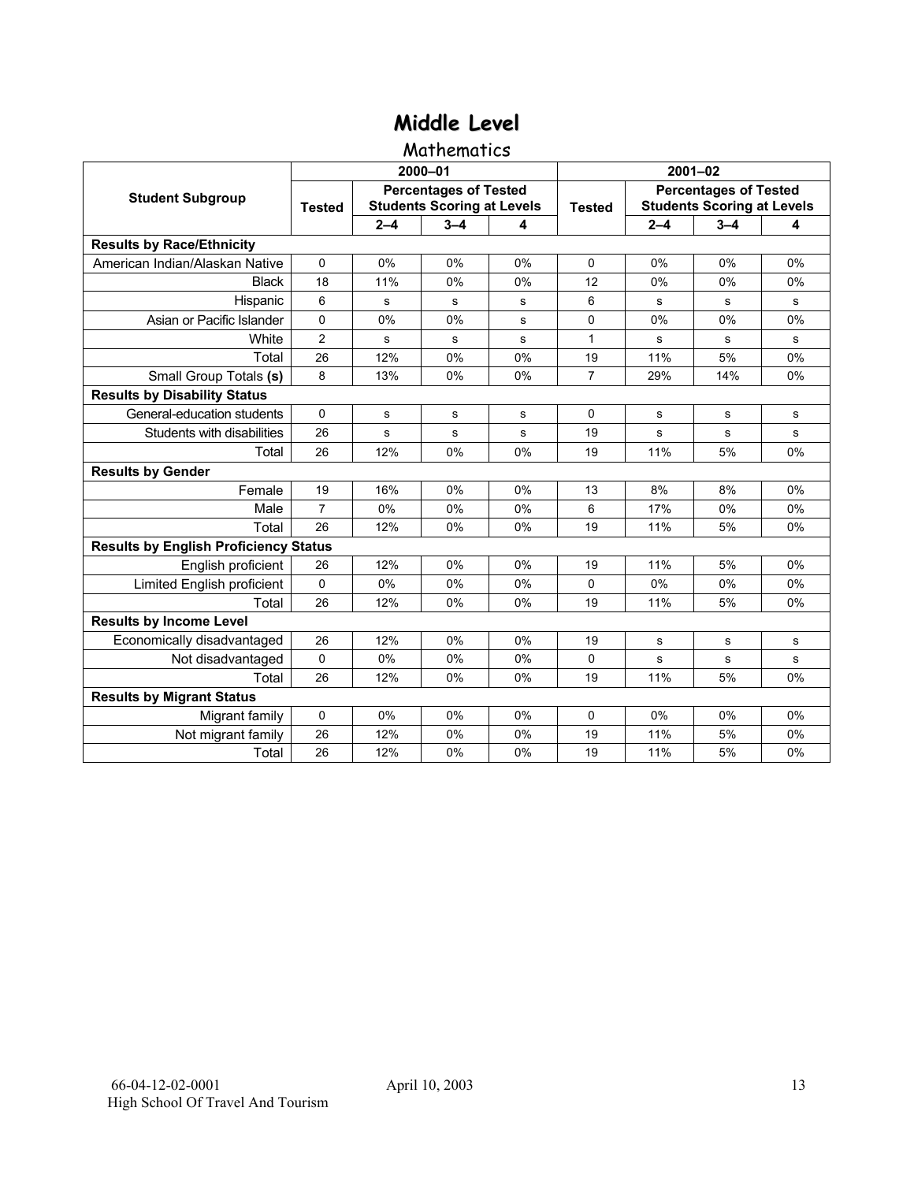# Middle Level

## Mathematics

| Student Subgroup | 2000–01 | | | | 2001–02 | | | |
|---|---|---|---|---|---|---|---|---|
| | Tested | Percentages of Tested Students Scoring at Levels | | | Tested | Percentages of Tested Students Scoring at Levels | | |
| | | 2–4 | 3–4 | 4 | | 2–4 | 3–4 | 4 |
| **Results by Race/Ethnicity** | | | | | | | | |
| American Indian/Alaskan Native | 0 | 0% | 0% | 0% | 0 | 0% | 0% | 0% |
| Black | 18 | 11% | 0% | 0% | 12 | 0% | 0% | 0% |
| Hispanic | 6 | s | s | s | 6 | s | s | s |
| Asian or Pacific Islander | 0 | 0% | 0% | s | 0 | 0% | 0% | 0% |
| White | 2 | s | s | s | 1 | s | s | s |
| Total | 26 | 12% | 0% | 0% | 19 | 11% | 5% | 0% |
| Small Group Totals **(s)** | 8 | 13% | 0% | 0% | 7 | 29% | 14% | 0% |
| **Results by Disability Status** | | | | | | | | |
| General-education students | 0 | s | s | s | 0 | s | s | s |
| Students with disabilities | 26 | s | s | s | 19 | s | s | s |
| Total | 26 | 12% | 0% | 0% | 19 | 11% | 5% | 0% |
| **Results by Gender** | | | | | | | | |
| Female | 19 | 16% | 0% | 0% | 13 | 8% | 8% | 0% |
| Male | 7 | 0% | 0% | 0% | 6 | 17% | 0% | 0% |
| Total | 26 | 12% | 0% | 0% | 19 | 11% | 5% | 0% |
| **Results by English Proficiency Status** | | | | | | | | |
| English proficient | 26 | 12% | 0% | 0% | 19 | 11% | 5% | 0% |
| Limited English proficient | 0 | 0% | 0% | 0% | 0 | 0% | 0% | 0% |
| Total | 26 | 12% | 0% | 0% | 19 | 11% | 5% | 0% |
| **Results by Income Level** | | | | | | | | |
| Economically disadvantaged | 26 | 12% | 0% | 0% | 19 | s | s | s |
| Not disadvantaged | 0 | 0% | 0% | 0% | 0 | s | s | s |
| Total | 26 | 12% | 0% | 0% | 19 | 11% | 5% | 0% |
| **Results by Migrant Status** | | | | | | | | |
| Migrant family | 0 | 0% | 0% | 0% | 0 | 0% | 0% | 0% |
| Not migrant family | 26 | 12% | 0% | 0% | 19 | 11% | 5% | 0% |
| Total | 26 | 12% | 0% | 0% | 19 | 11% | 5% | 0% |

66-04-12-02-0001 April 10, 2003
High School Of Travel And Tourism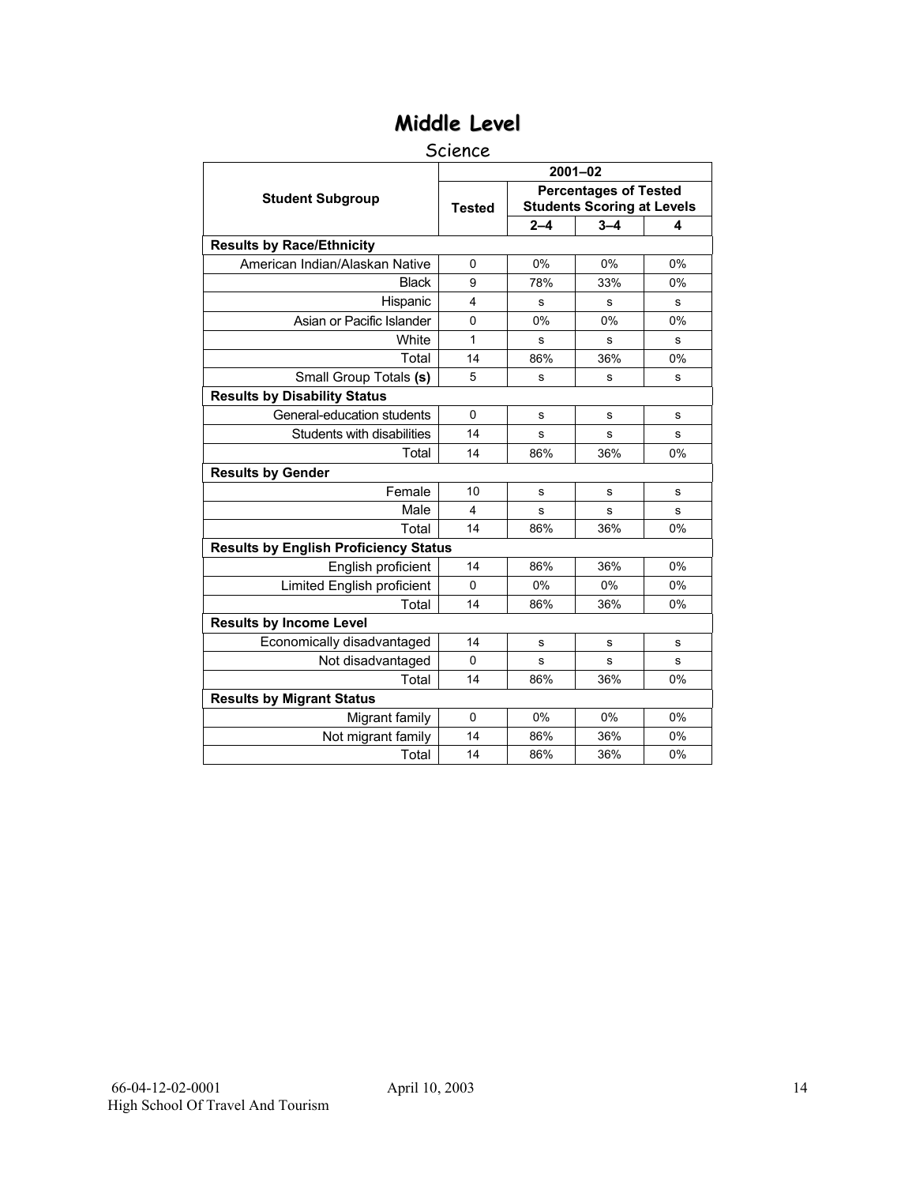# Middle Level

Science

| Student Subgroup | 2001–02 | | | |
|---|---|---|---|---|
| | Tested | Percentages of Tested Students Scoring at Levels | | |
| | | 2–4 | 3–4 | 4 |
| **Results by Race/Ethnicity** | | | | |
| American Indian/Alaskan Native | 0 | 0% | 0% | 0% |
| Black | 9 | 78% | 33% | 0% |
| Hispanic | 4 | s | s | s |
| Asian or Pacific Islander | 0 | 0% | 0% | 0% |
| White | 1 | s | s | s |
| Total | 14 | 86% | 36% | 0% |
| Small Group Totals **(s)** | 5 | s | s | s |
| **Results by Disability Status** | | | | |
| General-education students | 0 | s | s | s |
| Students with disabilities | 14 | s | s | s |
| Total | 14 | 86% | 36% | 0% |
| **Results by Gender** | | | | |
| Female | 10 | s | s | s |
| Male | 4 | s | s | s |
| Total | 14 | 86% | 36% | 0% |
| **Results by English Proficiency Status** | | | | |
| English proficient | 14 | 86% | 36% | 0% |
| Limited English proficient | 0 | 0% | 0% | 0% |
| Total | 14 | 86% | 36% | 0% |
| **Results by Income Level** | | | | |
| Economically disadvantaged | 14 | s | s | s |
| Not disadvantaged | 0 | s | s | s |
| Total | 14 | 86% | 36% | 0% |
| **Results by Migrant Status** | | | | |
| Migrant family | 0 | 0% | 0% | 0% |
| Not migrant family | 14 | 86% | 36% | 0% |
| Total | 14 | 86% | 36% | 0% |

66-04-12-02-0001 April 10, 2003
High School Of Travel And Tourism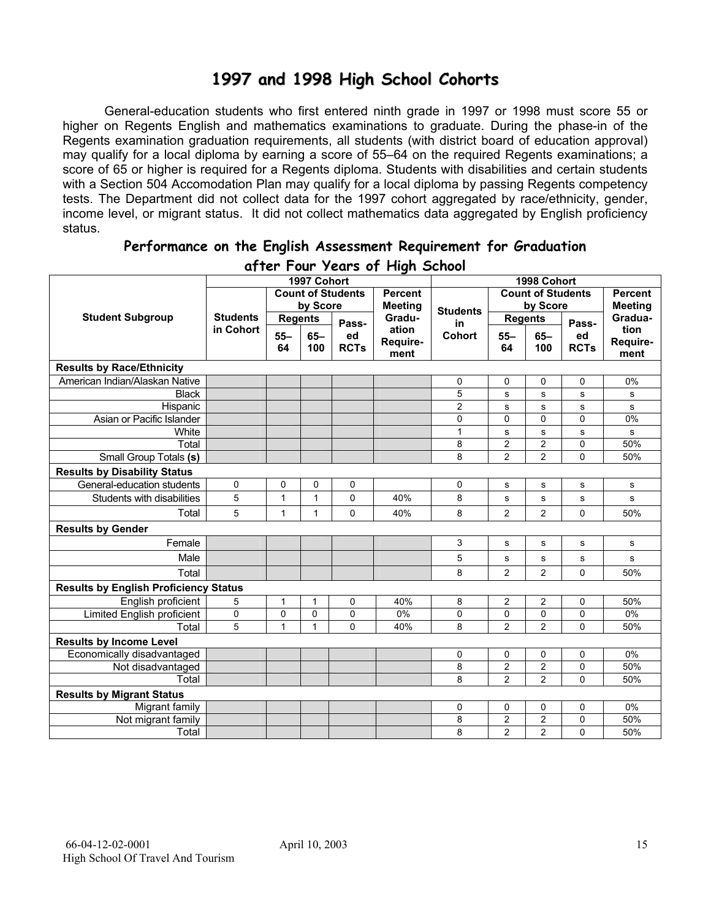# 1997 and 1998 High School Cohorts

General-education students who first entered ninth grade in 1997 or 1998 must score 55 or higher on Regents English and mathematics examinations to graduate. During the phase-in of the Regents examination graduation requirements, all students (with district board of education approval) may qualify for a local diploma by earning a score of 55–64 on the required Regents examinations; a score of 65 or higher is required for a Regents diploma. Students with disabilities and certain students with a Section 504 Accomodation Plan may qualify for a local diploma by passing Regents competency tests. The Department did not collect data for the 1997 cohort aggregated by race/ethnicity, gender, income level, or migrant status. It did not collect mathematics data aggregated by English proficiency status.

## Performance on the English Assessment Requirement for Graduation after Four Years of High School

| Student Subgroup | 1997 Cohort | | | | | 1998 Cohort | | | | |
|---|---|---|---|---|---|---|---|---|---|---|
| | Students in Cohort | Count of Students by Score | | | Percent Meeting Graduation Requirement | Students in Cohort | Count of Students by Score | | | Percent Meeting Graduation Requirement |
| | | Regents | | Passed RCTs | | | Regents | | Passed RCTs | |
| | | 55–64 | 65–100 | | | | 55–64 | 65–100 | | |
| **Results by Race/Ethnicity** | | | | | | | | | | |
| American Indian/Alaskan Native | | | | | | 0 | 0 | 0 | 0 | 0% |
| Black | | | | | | 5 | s | s | s | s |
| Hispanic | | | | | | 2 | s | s | s | s |
| Asian or Pacific Islander | | | | | | 0 | 0 | 0 | 0 | 0% |
| White | | | | | | 1 | s | s | s | s |
| Total | | | | | | 8 | 2 | 2 | 0 | 50% |
| Small Group Totals **(s)** | | | | | | 8 | 2 | 2 | 0 | 50% |
| **Results by Disability Status** | | | | | | | | | | |
| General-education students | 0 | 0 | 0 | 0 | | 0 | s | s | s | s |
| Students with disabilities | 5 | 1 | 1 | 0 | 40% | 8 | s | s | s | s |
| Total | 5 | 1 | 1 | 0 | 40% | 8 | 2 | 2 | 0 | 50% |
| **Results by Gender** | | | | | | | | | | |
| Female | | | | | | 3 | s | s | s | s |
| Male | | | | | | 5 | s | s | s | s |
| Total | | | | | | 8 | 2 | 2 | 0 | 50% |
| **Results by English Proficiency Status** | | | | | | | | | | |
| English proficient | 5 | 1 | 1 | 0 | 40% | 8 | 2 | 2 | 0 | 50% |
| Limited English proficient | 0 | 0 | 0 | 0 | 0% | 0 | 0 | 0 | 0 | 0% |
| Total | 5 | 1 | 1 | 0 | 40% | 8 | 2 | 2 | 0 | 50% |
| **Results by Income Level** | | | | | | | | | | |
| Economically disadvantaged | | | | | | 0 | 0 | 0 | 0 | 0% |
| Not disadvantaged | | | | | | 8 | 2 | 2 | 0 | 50% |
| Total | | | | | | 8 | 2 | 2 | 0 | 50% |
| **Results by Migrant Status** | | | | | | | | | | |
| Migrant family | | | | | | 0 | 0 | 0 | 0 | 0% |
| Not migrant family | | | | | | 8 | 2 | 2 | 0 | 50% |
| Total | | | | | | 8 | 2 | 2 | 0 | 50% |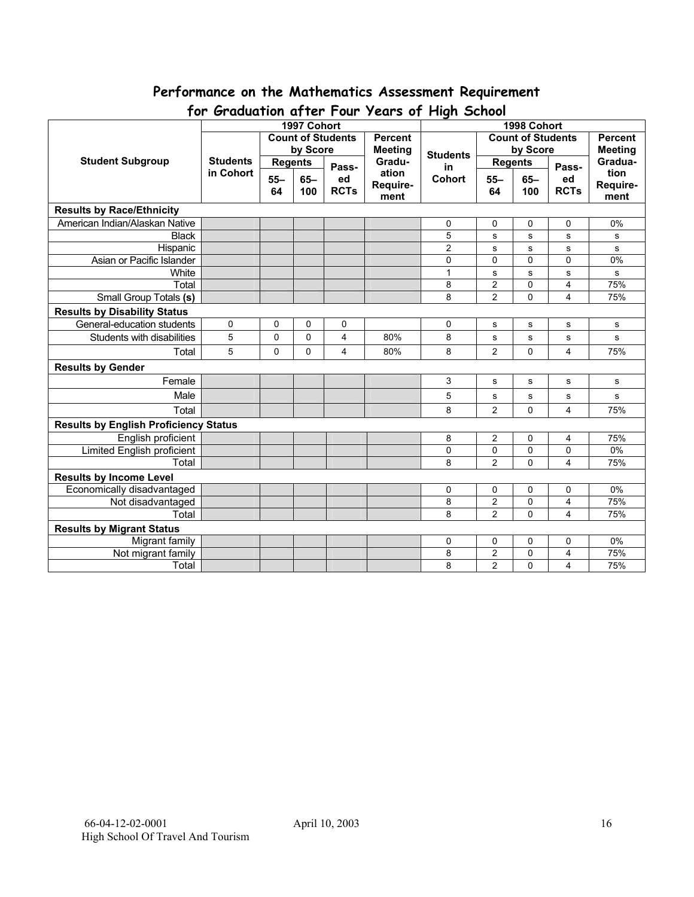## Performance on the Mathematics Assessment Requirement for Graduation after Four Years of High School

| Student Subgroup | 1997 Cohort | | | | | 1998 Cohort | | | | |
|---|---|---|---|---|---|---|---|---|---|---|
| | Students in Cohort | Count of Students by Score | | | Percent Meeting Graduation Requirement | Students in Cohort | Count of Students by Score | | | Percent Meeting Graduation Requirement |
| | | Regents | | Passed RCTs | | | Regents | | Passed RCTs | |
| | | 55–64 | 65–100 | | | | 55–64 | 65–100 | | |
| **Results by Race/Ethnicity** | | | | | | | | | | |
| American Indian/Alaskan Native | | | | | | 0 | 0 | 0 | 0 | 0% |
| Black | | | | | | 5 | s | s | s | s |
| Hispanic | | | | | | 2 | s | s | s | s |
| Asian or Pacific Islander | | | | | | 0 | 0 | 0 | 0 | 0% |
| White | | | | | | 1 | s | s | s | s |
| Total | | | | | | 8 | 2 | 0 | 4 | 75% |
| Small Group Totals **(s)** | | | | | | 8 | 2 | 0 | 4 | 75% |
| **Results by Disability Status** | | | | | | | | | | |
| General-education students | 0 | 0 | 0 | 0 | | 0 | s | s | s | s |
| Students with disabilities | 5 | 0 | 0 | 4 | 80% | 8 | s | s | s | s |
| Total | 5 | 0 | 0 | 4 | 80% | 8 | 2 | 0 | 4 | 75% |
| **Results by Gender** | | | | | | | | | | |
| Female | | | | | | 3 | s | s | s | s |
| Male | | | | | | 5 | s | s | s | s |
| Total | | | | | | 8 | 2 | 0 | 4 | 75% |
| **Results by English Proficiency Status** | | | | | | | | | | |
| English proficient | | | | | | 8 | 2 | 0 | 4 | 75% |
| Limited English proficient | | | | | | 0 | 0 | 0 | 0 | 0% |
| Total | | | | | | 8 | 2 | 0 | 4 | 75% |
| **Results by Income Level** | | | | | | | | | | |
| Economically disadvantaged | | | | | | 0 | 0 | 0 | 0 | 0% |
| Not disadvantaged | | | | | | 8 | 2 | 0 | 4 | 75% |
| Total | | | | | | 8 | 2 | 0 | 4 | 75% |
| **Results by Migrant Status** | | | | | | | | | | |
| Migrant family | | | | | | 0 | 0 | 0 | 0 | 0% |
| Not migrant family | | | | | | 8 | 2 | 0 | 4 | 75% |
| Total | | | | | | 8 | 2 | 0 | 4 | 75% |

66-04-12-02-0001 April 10, 2003
High School Of Travel And Tourism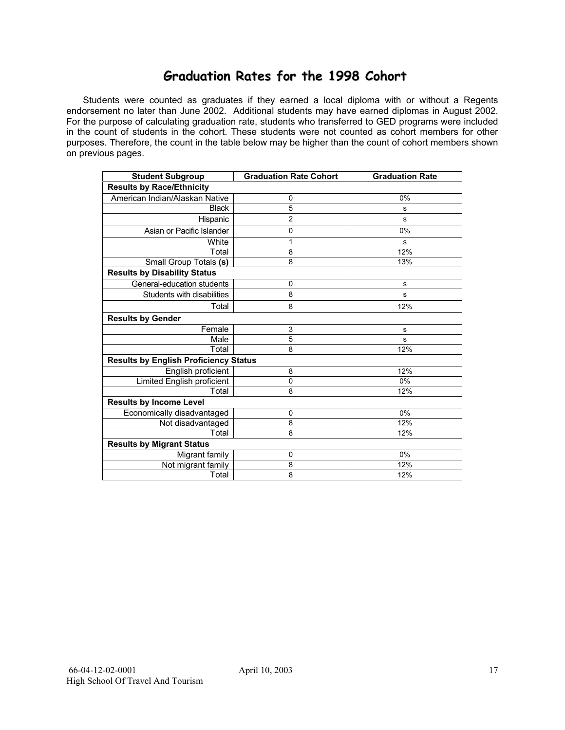# Graduation Rates for the 1998 Cohort

Students were counted as graduates if they earned a local diploma with or without a Regents endorsement no later than June 2002. Additional students may have earned diplomas in August 2002. For the purpose of calculating graduation rate, students who transferred to GED programs were included in the count of students in the cohort. These students were not counted as cohort members for other purposes. Therefore, the count in the table below may be higher than the count of cohort members shown on previous pages.

| Student Subgroup | Graduation Rate Cohort | Graduation Rate |
|---|---|---|
| **Results by Race/Ethnicity** | | |
| American Indian/Alaskan Native | 0 | 0% |
| Black | 5 | s |
| Hispanic | 2 | s |
| Asian or Pacific Islander | 0 | 0% |
| White | 1 | s |
| Total | 8 | 12% |
| Small Group Totals **(s)** | 8 | 13% |
| **Results by Disability Status** | | |
| General-education students | 0 | s |
| Students with disabilities | 8 | s |
| Total | 8 | 12% |
| **Results by Gender** | | |
| Female | 3 | s |
| Male | 5 | s |
| Total | 8 | 12% |
| **Results by English Proficiency Status** | | |
| English proficient | 8 | 12% |
| Limited English proficient | 0 | 0% |
| Total | 8 | 12% |
| **Results by Income Level** | | |
| Economically disadvantaged | 0 | 0% |
| Not disadvantaged | 8 | 12% |
| Total | 8 | 12% |
| **Results by Migrant Status** | | |
| Migrant family | 0 | 0% |
| Not migrant family | 8 | 12% |
| Total | 8 | 12% |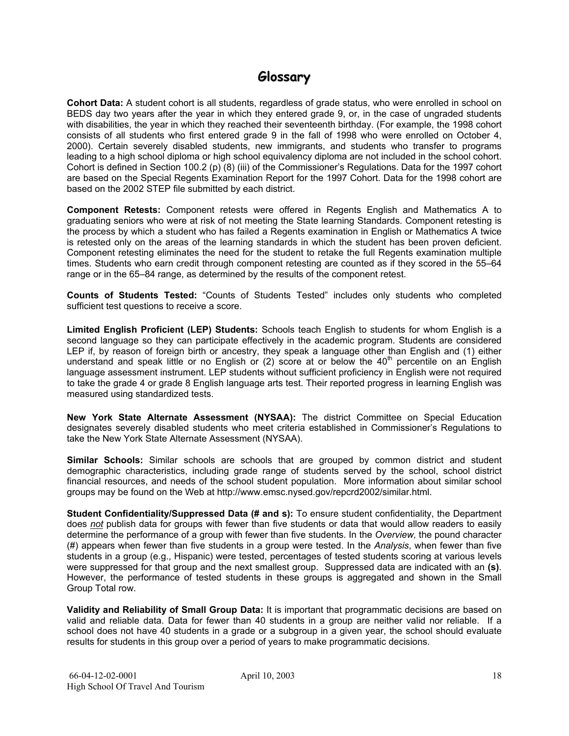# Glossary

**Cohort Data:** A student cohort is all students, regardless of grade status, who were enrolled in school on BEDS day two years after the year in which they entered grade 9, or, in the case of ungraded students with disabilities, the year in which they reached their seventeenth birthday. (For example, the 1998 cohort consists of all students who first entered grade 9 in the fall of 1998 who were enrolled on October 4, 2000). Certain severely disabled students, new immigrants, and students who transfer to programs leading to a high school diploma or high school equivalency diploma are not included in the school cohort. Cohort is defined in Section 100.2 (p) (8) (iii) of the Commissioner's Regulations. Data for the 1997 cohort are based on the Special Regents Examination Report for the 1997 Cohort. Data for the 1998 cohort are based on the 2002 STEP file submitted by each district.

**Component Retests:** Component retests were offered in Regents English and Mathematics A to graduating seniors who were at risk of not meeting the State learning Standards. Component retesting is the process by which a student who has failed a Regents examination in English or Mathematics A twice is retested only on the areas of the learning standards in which the student has been proven deficient. Component retesting eliminates the need for the student to retake the full Regents examination multiple times. Students who earn credit through component retesting are counted as if they scored in the 55–64 range or in the 65–84 range, as determined by the results of the component retest.

**Counts of Students Tested:** "Counts of Students Tested" includes only students who completed sufficient test questions to receive a score.

**Limited English Proficient (LEP) Students:** Schools teach English to students for whom English is a second language so they can participate effectively in the academic program. Students are considered LEP if, by reason of foreign birth or ancestry, they speak a language other than English and (1) either understand and speak little or no English or (2) score at or below the $40^{th}$ percentile on an English language assessment instrument. LEP students without sufficient proficiency in English were not required to take the grade 4 or grade 8 English language arts test. Their reported progress in learning English was measured using standardized tests.

**New York State Alternate Assessment (NYSAA):** The district Committee on Special Education designates severely disabled students who meet criteria established in Commissioner's Regulations to take the New York State Alternate Assessment (NYSAA).

**Similar Schools:** Similar schools are schools that are grouped by common district and student demographic characteristics, including grade range of students served by the school, school district financial resources, and needs of the school student population. More information about similar school groups may be found on the Web at http://www.emsc.nysed.gov/repcrd2002/similar.html.

**Student Confidentiality/Suppressed Data (# and s):** To ensure student confidentiality, the Department does *not* publish data for groups with fewer than five students or data that would allow readers to easily determine the performance of a group with fewer than five students. In the *Overview,* the pound character (#) appears when fewer than five students in a group were tested. In the *Analysis*, when fewer than five students in a group (e.g., Hispanic) were tested, percentages of tested students scoring at various levels were suppressed for that group and the next smallest group. Suppressed data are indicated with an **(s)**. However, the performance of tested students in these groups is aggregated and shown in the Small Group Total row.

**Validity and Reliability of Small Group Data:** It is important that programmatic decisions are based on valid and reliable data. Data for fewer than 40 students in a group are neither valid nor reliable. If a school does not have 40 students in a grade or a subgroup in a given year, the school should evaluate results for students in this group over a period of years to make programmatic decisions.